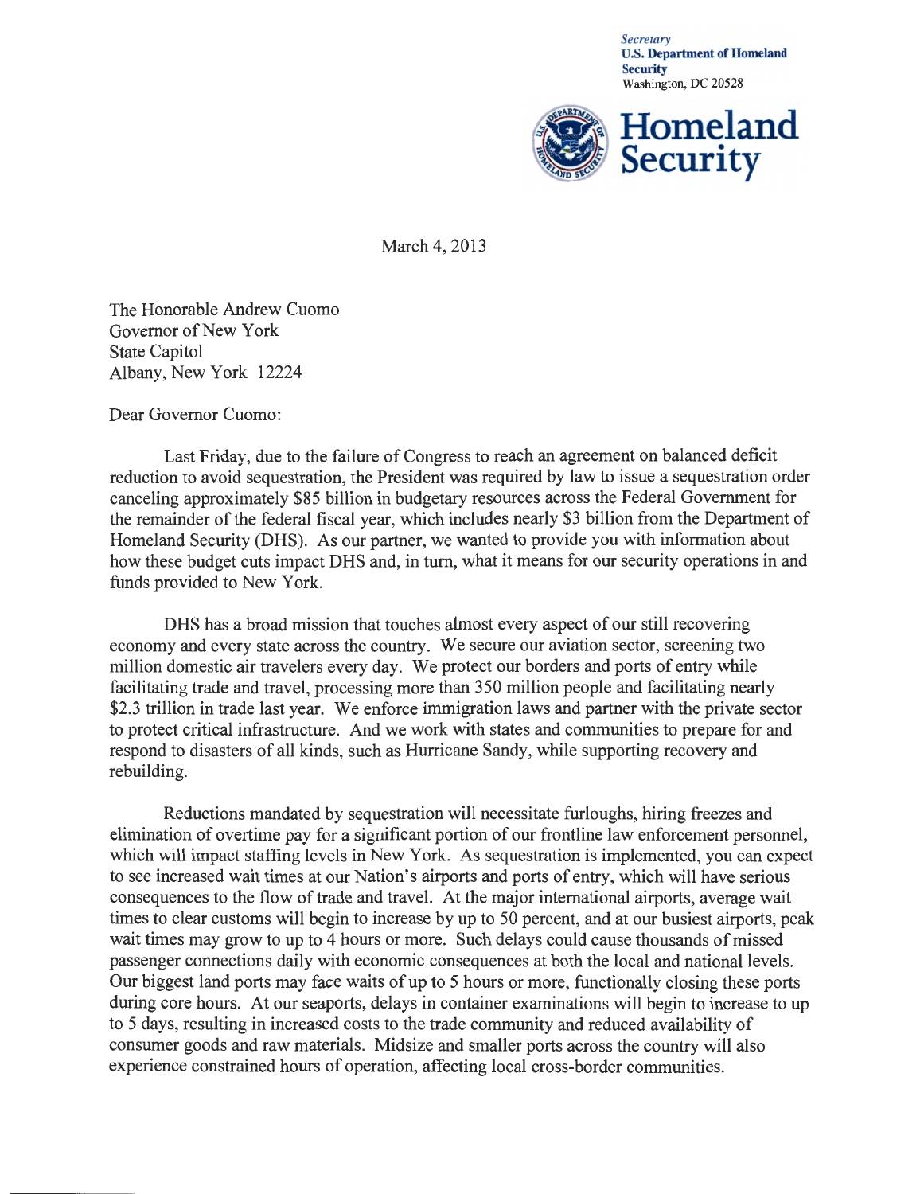*Secretary*
**U.S. Department of Homeland Security**
Washington, DC 20528

**Homeland Security**

March 4, 2013

The Honorable Andrew Cuomo
Governor of New York
State Capitol
Albany, New York 12224

Dear Governor Cuomo:

Last Friday, due to the failure of Congress to reach an agreement on balanced deficit reduction to avoid sequestration, the President was required by law to issue a sequestration order canceling approximately $85 billion in budgetary resources across the Federal Government for the remainder of the federal fiscal year, which includes nearly $3 billion from the Department of Homeland Security (DHS). As our partner, we wanted to provide you with information about how these budget cuts impact DHS and, in turn, what it means for our security operations in and funds provided to New York.

DHS has a broad mission that touches almost every aspect of our still recovering economy and every state across the country. We secure our aviation sector, screening two million domestic air travelers every day. We protect our borders and ports of entry while facilitating trade and travel, processing more than 350 million people and facilitating nearly $2.3 trillion in trade last year. We enforce immigration laws and partner with the private sector to protect critical infrastructure. And we work with states and communities to prepare for and respond to disasters of all kinds, such as Hurricane Sandy, while supporting recovery and rebuilding.

Reductions mandated by sequestration will necessitate furloughs, hiring freezes and elimination of overtime pay for a significant portion of our frontline law enforcement personnel, which will impact staffing levels in New York. As sequestration is implemented, you can expect to see increased wait times at our Nation's airports and ports of entry, which will have serious consequences to the flow of trade and travel. At the major international airports, average wait times to clear customs will begin to increase by up to 50 percent, and at our busiest airports, peak wait times may grow to up to 4 hours or more. Such delays could cause thousands of missed passenger connections daily with economic consequences at both the local and national levels. Our biggest land ports may face waits of up to 5 hours or more, functionally closing these ports during core hours. At our seaports, delays in container examinations will begin to increase to up to 5 days, resulting in increased costs to the trade community and reduced availability of consumer goods and raw materials. Midsize and smaller ports across the country will also experience constrained hours of operation, affecting local cross-border communities.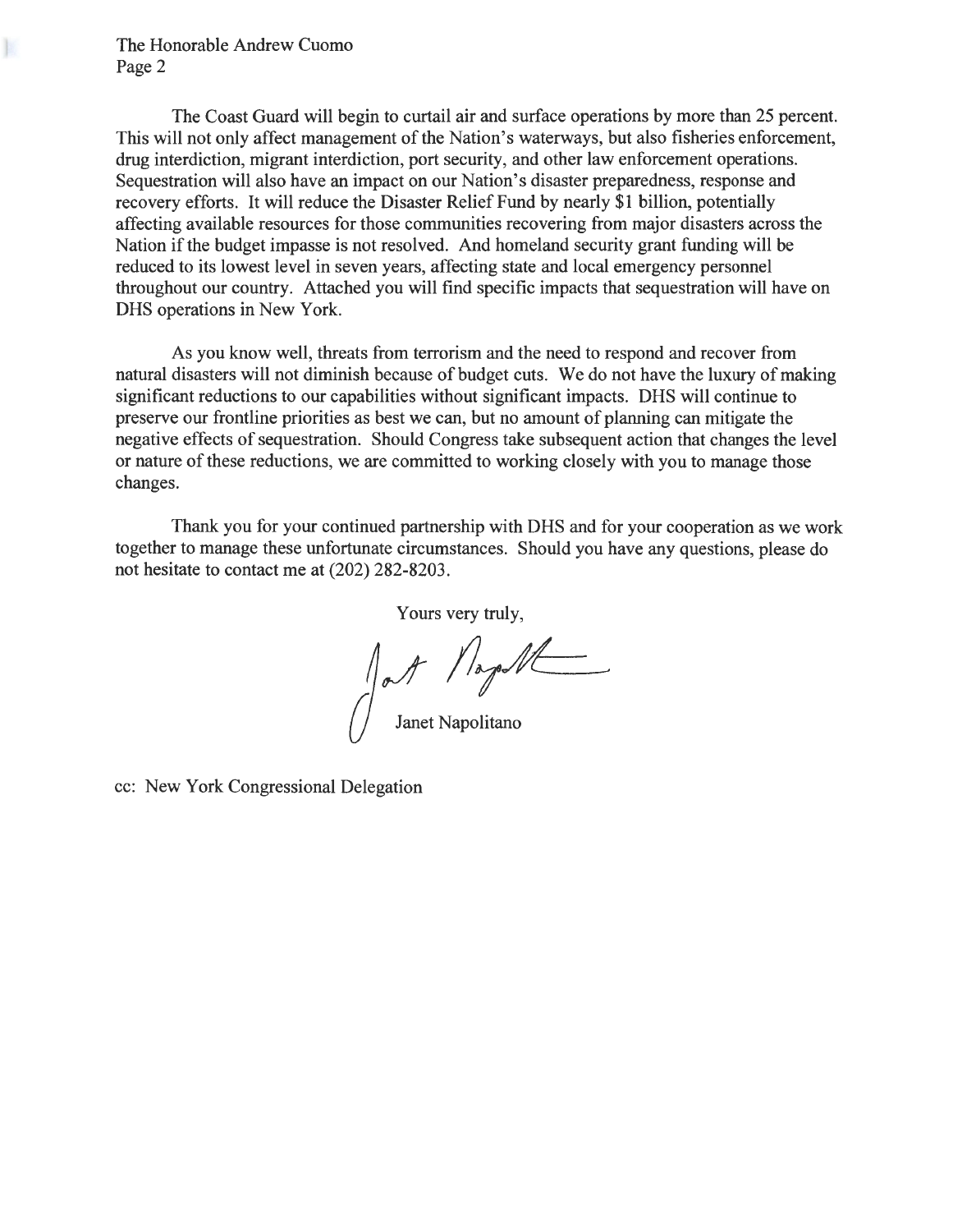The Coast Guard will begin to curtail air and surface operations by more than 25 percent. This will not only affect management of the Nation's waterways, but also fisheries enforcement, drug interdiction, migrant interdiction, port security, and other law enforcement operations. Sequestration will also have an impact on our Nation's disaster preparedness, response and recovery efforts. It will reduce the Disaster Relief Fund by nearly $1 billion, potentially affecting available resources for those communities recovering from major disasters across the Nation if the budget impasse is not resolved. And homeland security grant funding will be reduced to its lowest level in seven years, affecting state and local emergency personnel throughout our country. Attached you will find specific impacts that sequestration will have on DHS operations in New York.

As you know well, threats from terrorism and the need to respond and recover from natural disasters will not diminish because of budget cuts. We do not have the luxury of making significant reductions to our capabilities without significant impacts. DHS will continue to preserve our frontline priorities as best we can, but no amount of planning can mitigate the negative effects of sequestration. Should Congress take subsequent action that changes the level or nature of these reductions, we are committed to working closely with you to manage those changes.

Thank you for your continued partnership with DHS and for your cooperation as we work together to manage these unfortunate circumstances. Should you have any questions, please do not hesitate to contact me at (202) 282-8203.

Yours very truly,

Janet Napolitano

cc: New York Congressional Delegation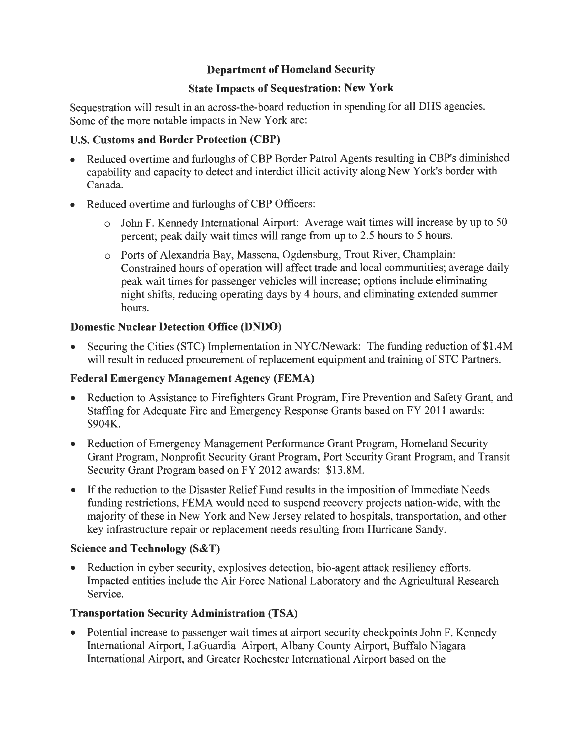**Department of Homeland Security**

**State Impacts of Sequestration: New York**

Sequestration will result in an across-the-board reduction in spending for all DHS agencies. Some of the more notable impacts in New York are:

**U.S. Customs and Border Protection (CBP)**

- Reduced overtime and furloughs of CBP Border Patrol Agents resulting in CBP's diminished capability and capacity to detect and interdict illicit activity along New York's border with Canada.
- Reduced overtime and furloughs of CBP Officers:
  - John F. Kennedy International Airport: Average wait times will increase by up to 50 percent; peak daily wait times will range from up to 2.5 hours to 5 hours.
  - Ports of Alexandria Bay, Massena, Ogdensburg, Trout River, Champlain: Constrained hours of operation will affect trade and local communities; average daily peak wait times for passenger vehicles will increase; options include eliminating night shifts, reducing operating days by 4 hours, and eliminating extended summer hours.

**Domestic Nuclear Detection Office (DNDO)**

- Securing the Cities (STC) Implementation in NYC/Newark: The funding reduction of $1.4M will result in reduced procurement of replacement equipment and training of STC Partners.

**Federal Emergency Management Agency (FEMA)**

- Reduction to Assistance to Firefighters Grant Program, Fire Prevention and Safety Grant, and Staffing for Adequate Fire and Emergency Response Grants based on FY 2011 awards: $904K.
- Reduction of Emergency Management Performance Grant Program, Homeland Security Grant Program, Nonprofit Security Grant Program, Port Security Grant Program, and Transit Security Grant Program based on FY 2012 awards: $13.8M.
- If the reduction to the Disaster Relief Fund results in the imposition of Immediate Needs funding restrictions, FEMA would need to suspend recovery projects nation-wide, with the majority of these in New York and New Jersey related to hospitals, transportation, and other key infrastructure repair or replacement needs resulting from Hurricane Sandy.

**Science and Technology (S&T)**

- Reduction in cyber security, explosives detection, bio-agent attack resiliency efforts. Impacted entities include the Air Force National Laboratory and the Agricultural Research Service.

**Transportation Security Administration (TSA)**

- Potential increase to passenger wait times at airport security checkpoints John F. Kennedy International Airport, LaGuardia Airport, Albany County Airport, Buffalo Niagara International Airport, and Greater Rochester International Airport based on the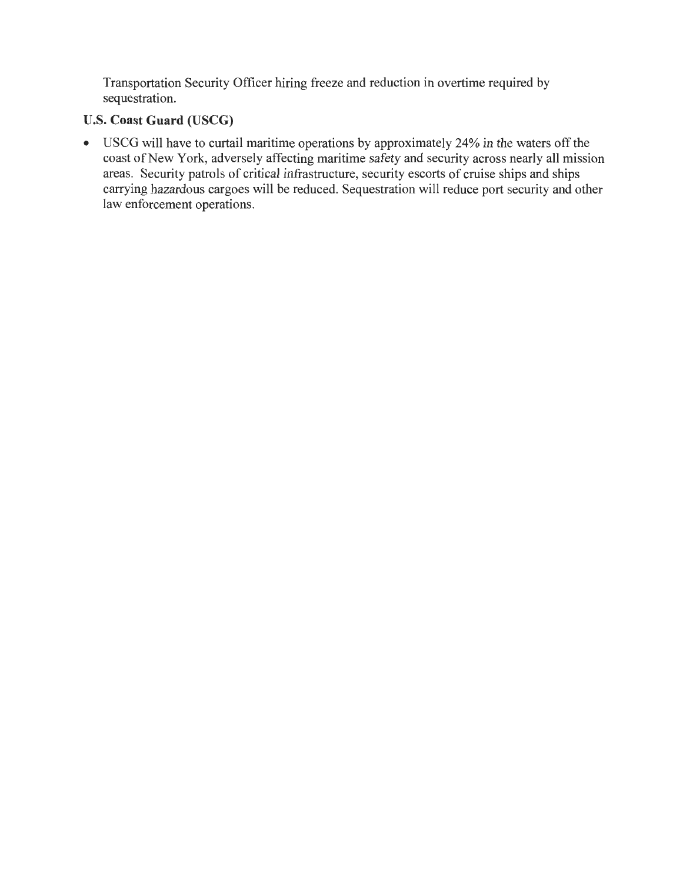Transportation Security Officer hiring freeze and reduction in overtime required by sequestration.

**U.S. Coast Guard (USCG)**

- USCG will have to curtail maritime operations by approximately 24% in the waters off the coast of New York, adversely affecting maritime safety and security across nearly all mission areas. Security patrols of critical infrastructure, security escorts of cruise ships and ships carrying hazardous cargoes will be reduced. Sequestration will reduce port security and other law enforcement operations.